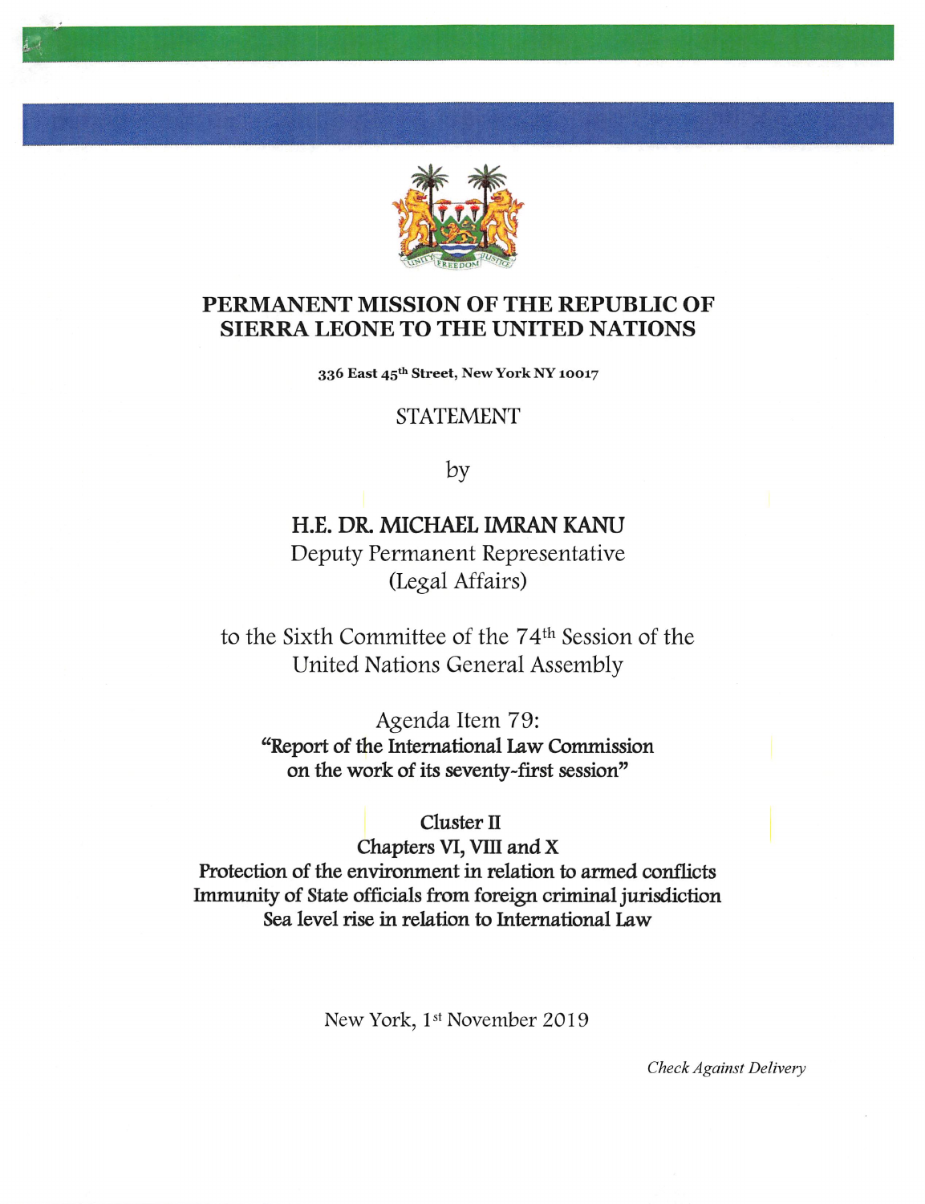# PERMANENT MISSION OF THE REPUBLIC OF SIERRA LEONE TO THE UNITED NATIONS

**336 East 45th Street, New York NY 10017**

STATEMENT

by

**H.E. DR. MICHAEL IMRAN KANU**

Deputy Permanent Representative
(Legal Affairs)

to the Sixth Committee of the 74th Session of the United Nations General Assembly

Agenda Item 79:
**"Report of the International Law Commission on the work of its seventy-first session"**

**Cluster II**
**Chapters VI, VIII and X**
**Protection of the environment in relation to armed conflicts**
**Immunity of State officials from foreign criminal jurisdiction**
**Sea level rise in relation to International Law**

New York, 1st November 2019

*Check Against Delivery*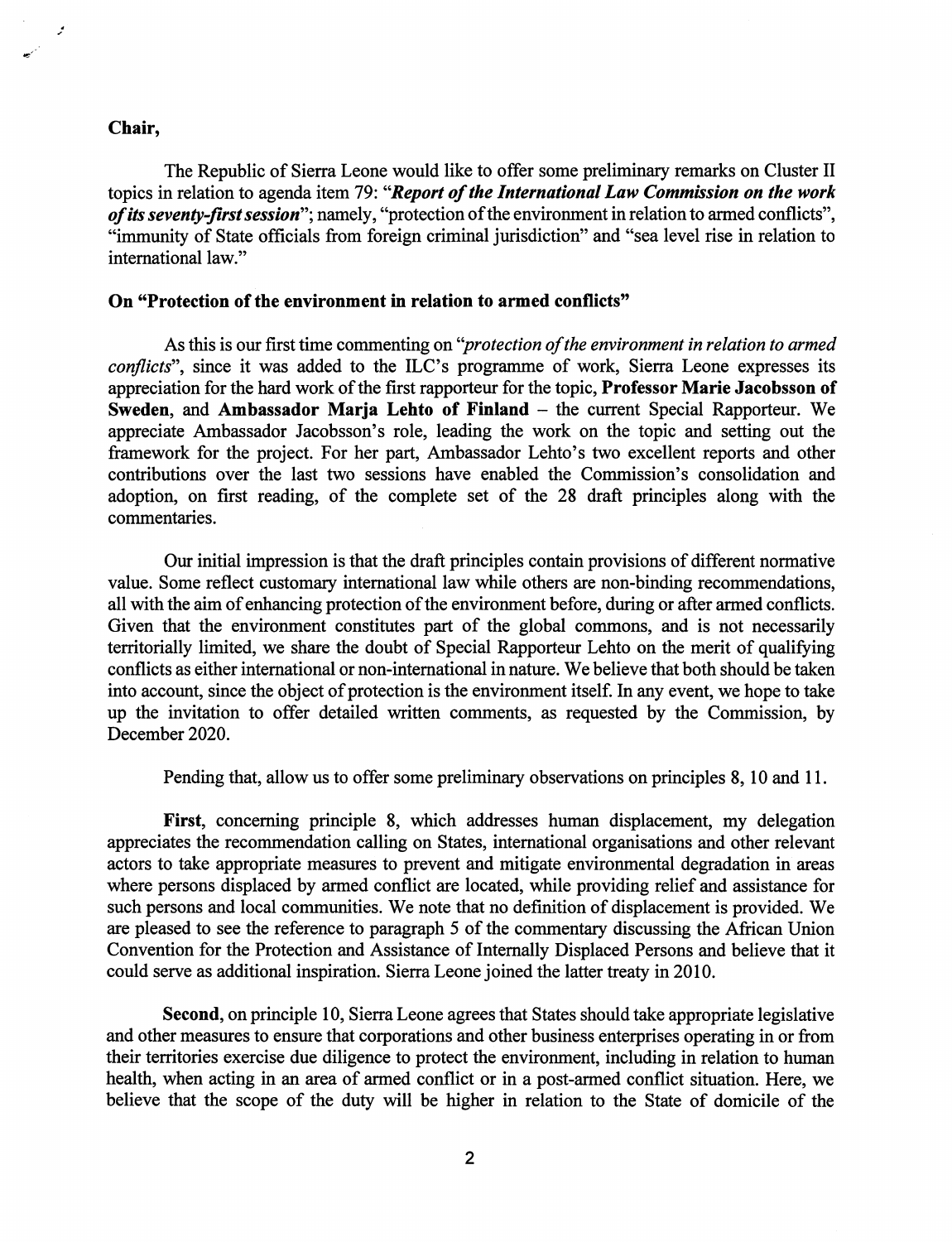**Chair,**

The Republic of Sierra Leone would like to offer some preliminary remarks on Cluster II topics in relation to agenda item 79: "***Report of the International Law Commission on the work of its seventy-first session***"; namely, "protection of the environment in relation to armed conflicts", "immunity of State officials from foreign criminal jurisdiction" and "sea level rise in relation to international law."

**On "Protection of the environment in relation to armed conflicts"**

As this is our first time commenting on "*protection of the environment in relation to armed conflicts*", since it was added to the ILC's programme of work, Sierra Leone expresses its appreciation for the hard work of the first rapporteur for the topic, **Professor Marie Jacobsson of Sweden**, and **Ambassador Marja Lehto of Finland** – the current Special Rapporteur. We appreciate Ambassador Jacobsson's role, leading the work on the topic and setting out the framework for the project. For her part, Ambassador Lehto's two excellent reports and other contributions over the last two sessions have enabled the Commission's consolidation and adoption, on first reading, of the complete set of the 28 draft principles along with the commentaries.

Our initial impression is that the draft principles contain provisions of different normative value. Some reflect customary international law while others are non-binding recommendations, all with the aim of enhancing protection of the environment before, during or after armed conflicts. Given that the environment constitutes part of the global commons, and is not necessarily territorially limited, we share the doubt of Special Rapporteur Lehto on the merit of qualifying conflicts as either international or non-international in nature. We believe that both should be taken into account, since the object of protection is the environment itself. In any event, we hope to take up the invitation to offer detailed written comments, as requested by the Commission, by December 2020.

Pending that, allow us to offer some preliminary observations on principles 8, 10 and 11.

**First**, concerning principle 8, which addresses human displacement, my delegation appreciates the recommendation calling on States, international organisations and other relevant actors to take appropriate measures to prevent and mitigate environmental degradation in areas where persons displaced by armed conflict are located, while providing relief and assistance for such persons and local communities. We note that no definition of displacement is provided. We are pleased to see the reference to paragraph 5 of the commentary discussing the African Union Convention for the Protection and Assistance of Internally Displaced Persons and believe that it could serve as additional inspiration. Sierra Leone joined the latter treaty in 2010.

**Second**, on principle 10, Sierra Leone agrees that States should take appropriate legislative and other measures to ensure that corporations and other business enterprises operating in or from their territories exercise due diligence to protect the environment, including in relation to human health, when acting in an area of armed conflict or in a post-armed conflict situation. Here, we believe that the scope of the duty will be higher in relation to the State of domicile of the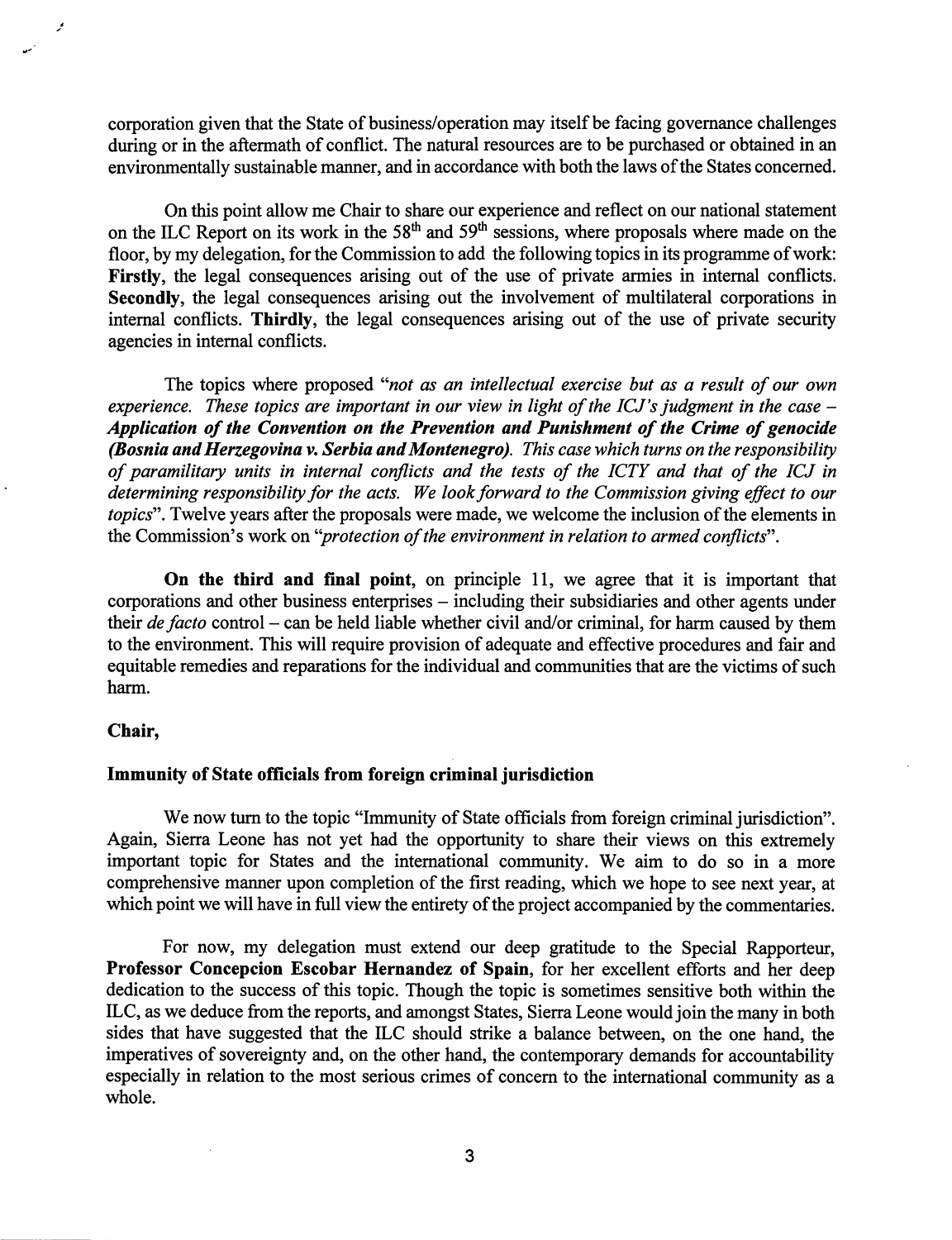corporation given that the State of business/operation may itself be facing governance challenges during or in the aftermath of conflict. The natural resources are to be purchased or obtained in an environmentally sustainable manner, and in accordance with both the laws of the States concerned.

On this point allow me Chair to share our experience and reflect on our national statement on the ILC Report on its work in the 58th and 59th sessions, where proposals where made on the floor, by my delegation, for the Commission to add the following topics in its programme of work: **Firstly**, the legal consequences arising out of the use of private armies in internal conflicts. **Secondly**, the legal consequences arising out the involvement of multilateral corporations in internal conflicts. **Thirdly**, the legal consequences arising out of the use of private security agencies in internal conflicts.

The topics where proposed "*not as an intellectual exercise but as a result of our own experience. These topics are important in our view in light of the ICJ's judgment in the case – **Application of the Convention on the Prevention and Punishment of the Crime of genocide (Bosnia and Herzegovina v. Serbia and Montenegro)**. This case which turns on the responsibility of paramilitary units in internal conflicts and the tests of the ICTY and that of the ICJ in determining responsibility for the acts. We look forward to the Commission giving effect to our topics*". Twelve years after the proposals were made, we welcome the inclusion of the elements in the Commission's work on "*protection of the environment in relation to armed conflicts*".

**On the third and final point**, on principle 11, we agree that it is important that corporations and other business enterprises – including their subsidiaries and other agents under their *de facto* control – can be held liable whether civil and/or criminal, for harm caused by them to the environment. This will require provision of adequate and effective procedures and fair and equitable remedies and reparations for the individual and communities that are the victims of such harm.

**Chair,**

**Immunity of State officials from foreign criminal jurisdiction**

We now turn to the topic "Immunity of State officials from foreign criminal jurisdiction". Again, Sierra Leone has not yet had the opportunity to share their views on this extremely important topic for States and the international community. We aim to do so in a more comprehensive manner upon completion of the first reading, which we hope to see next year, at which point we will have in full view the entirety of the project accompanied by the commentaries.

For now, my delegation must extend our deep gratitude to the Special Rapporteur, **Professor Concepcion Escobar Hernandez of Spain**, for her excellent efforts and her deep dedication to the success of this topic. Though the topic is sometimes sensitive both within the ILC, as we deduce from the reports, and amongst States, Sierra Leone would join the many in both sides that have suggested that the ILC should strike a balance between, on the one hand, the imperatives of sovereignty and, on the other hand, the contemporary demands for accountability especially in relation to the most serious crimes of concern to the international community as a whole.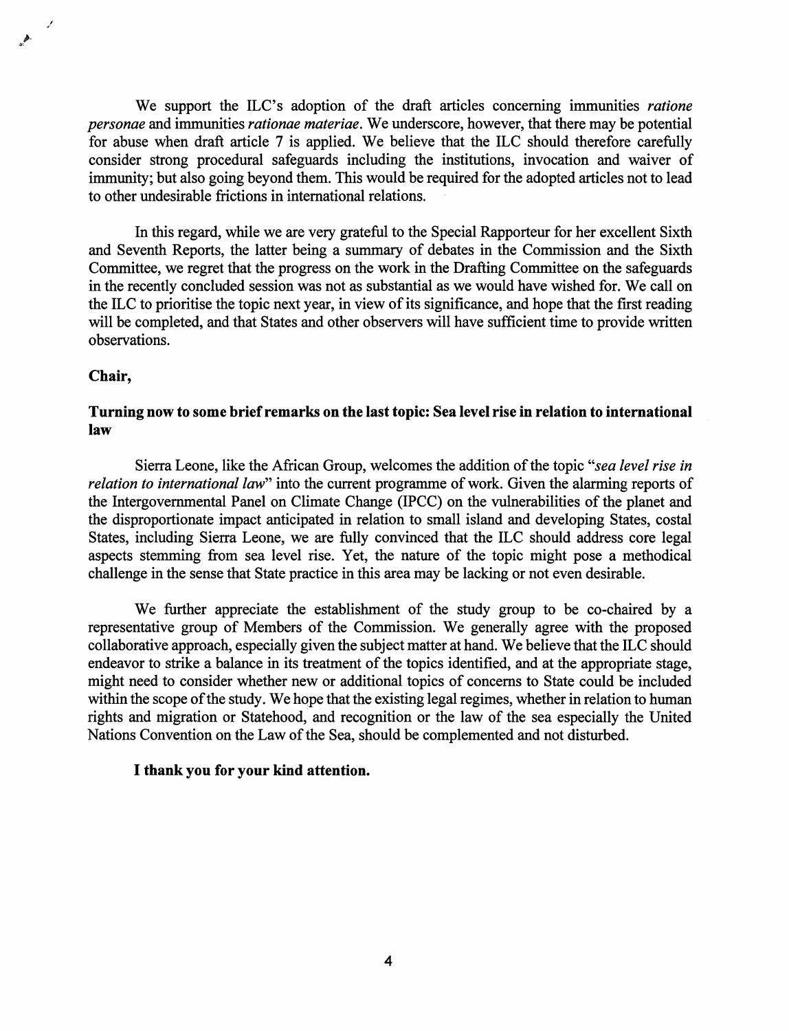We support the ILC's adoption of the draft articles concerning immunities *ratione personae* and immunities *rationae materiae*. We underscore, however, that there may be potential for abuse when draft article 7 is applied. We believe that the ILC should therefore carefully consider strong procedural safeguards including the institutions, invocation and waiver of immunity; but also going beyond them. This would be required for the adopted articles not to lead to other undesirable frictions in international relations.

In this regard, while we are very grateful to the Special Rapporteur for her excellent Sixth and Seventh Reports, the latter being a summary of debates in the Commission and the Sixth Committee, we regret that the progress on the work in the Drafting Committee on the safeguards in the recently concluded session was not as substantial as we would have wished for. We call on the ILC to prioritise the topic next year, in view of its significance, and hope that the first reading will be completed, and that States and other observers will have sufficient time to provide written observations.

**Chair,**

**Turning now to some brief remarks on the last topic: Sea level rise in relation to international law**

Sierra Leone, like the African Group, welcomes the addition of the topic "*sea level rise in relation to international law*" into the current programme of work. Given the alarming reports of the Intergovernmental Panel on Climate Change (IPCC) on the vulnerabilities of the planet and the disproportionate impact anticipated in relation to small island and developing States, costal States, including Sierra Leone, we are fully convinced that the ILC should address core legal aspects stemming from sea level rise. Yet, the nature of the topic might pose a methodical challenge in the sense that State practice in this area may be lacking or not even desirable.

We further appreciate the establishment of the study group to be co-chaired by a representative group of Members of the Commission. We generally agree with the proposed collaborative approach, especially given the subject matter at hand. We believe that the ILC should endeavor to strike a balance in its treatment of the topics identified, and at the appropriate stage, might need to consider whether new or additional topics of concerns to State could be included within the scope of the study. We hope that the existing legal regimes, whether in relation to human rights and migration or Statehood, and recognition or the law of the sea especially the United Nations Convention on the Law of the Sea, should be complemented and not disturbed.

**I thank you for your kind attention.**